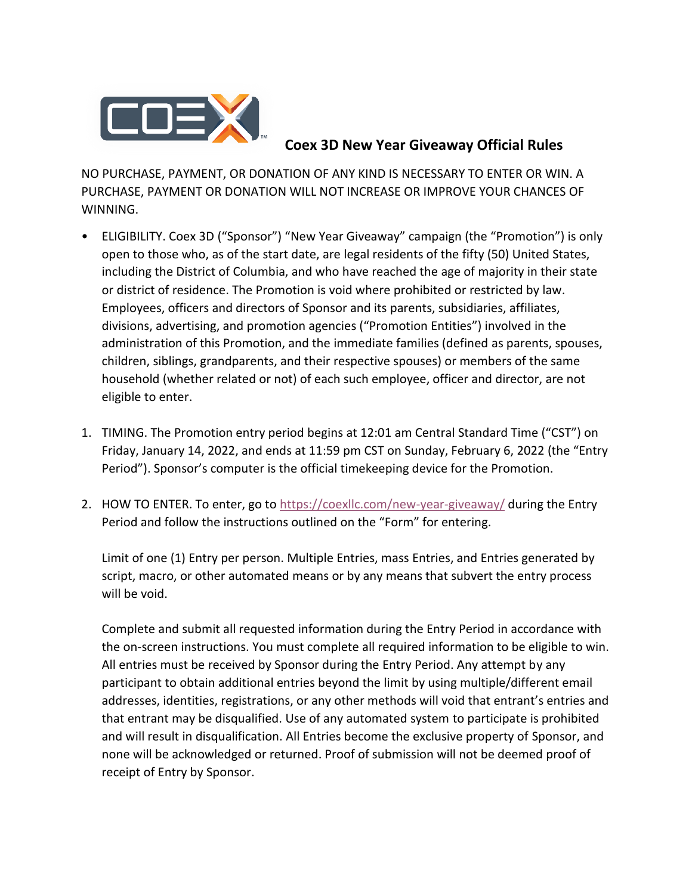# Coex 3D New Year Giveaway Official Rules

NO PURCHASE, PAYMENT, OR DONATION OF ANY KIND IS NECESSARY TO ENTER OR WIN. A PURCHASE, PAYMENT OR DONATION WILL NOT INCREASE OR IMPROVE YOUR CHANCES OF WINNING.

- ELIGIBILITY. Coex 3D ("Sponsor") "New Year Giveaway" campaign (the "Promotion") is only open to those who, as of the start date, are legal residents of the fifty (50) United States, including the District of Columbia, and who have reached the age of majority in their state or district of residence. The Promotion is void where prohibited or restricted by law. Employees, officers and directors of Sponsor and its parents, subsidiaries, affiliates, divisions, advertising, and promotion agencies ("Promotion Entities") involved in the administration of this Promotion, and the immediate families (defined as parents, spouses, children, siblings, grandparents, and their respective spouses) or members of the same household (whether related or not) of each such employee, officer and director, are not eligible to enter.

1. TIMING. The Promotion entry period begins at 12:01 am Central Standard Time ("CST") on Friday, January 14, 2022, and ends at 11:59 pm CST on Sunday, February 6, 2022 (the "Entry Period"). Sponsor's computer is the official timekeeping device for the Promotion.

2. HOW TO ENTER. To enter, go to https://coexllc.com/new-year-giveaway/ during the Entry Period and follow the instructions outlined on the "Form" for entering.

   Limit of one (1) Entry per person. Multiple Entries, mass Entries, and Entries generated by script, macro, or other automated means or by any means that subvert the entry process will be void.

   Complete and submit all requested information during the Entry Period in accordance with the on-screen instructions. You must complete all required information to be eligible to win. All entries must be received by Sponsor during the Entry Period. Any attempt by any participant to obtain additional entries beyond the limit by using multiple/different email addresses, identities, registrations, or any other methods will void that entrant's entries and that entrant may be disqualified. Use of any automated system to participate is prohibited and will result in disqualification. All Entries become the exclusive property of Sponsor, and none will be acknowledged or returned. Proof of submission will not be deemed proof of receipt of Entry by Sponsor.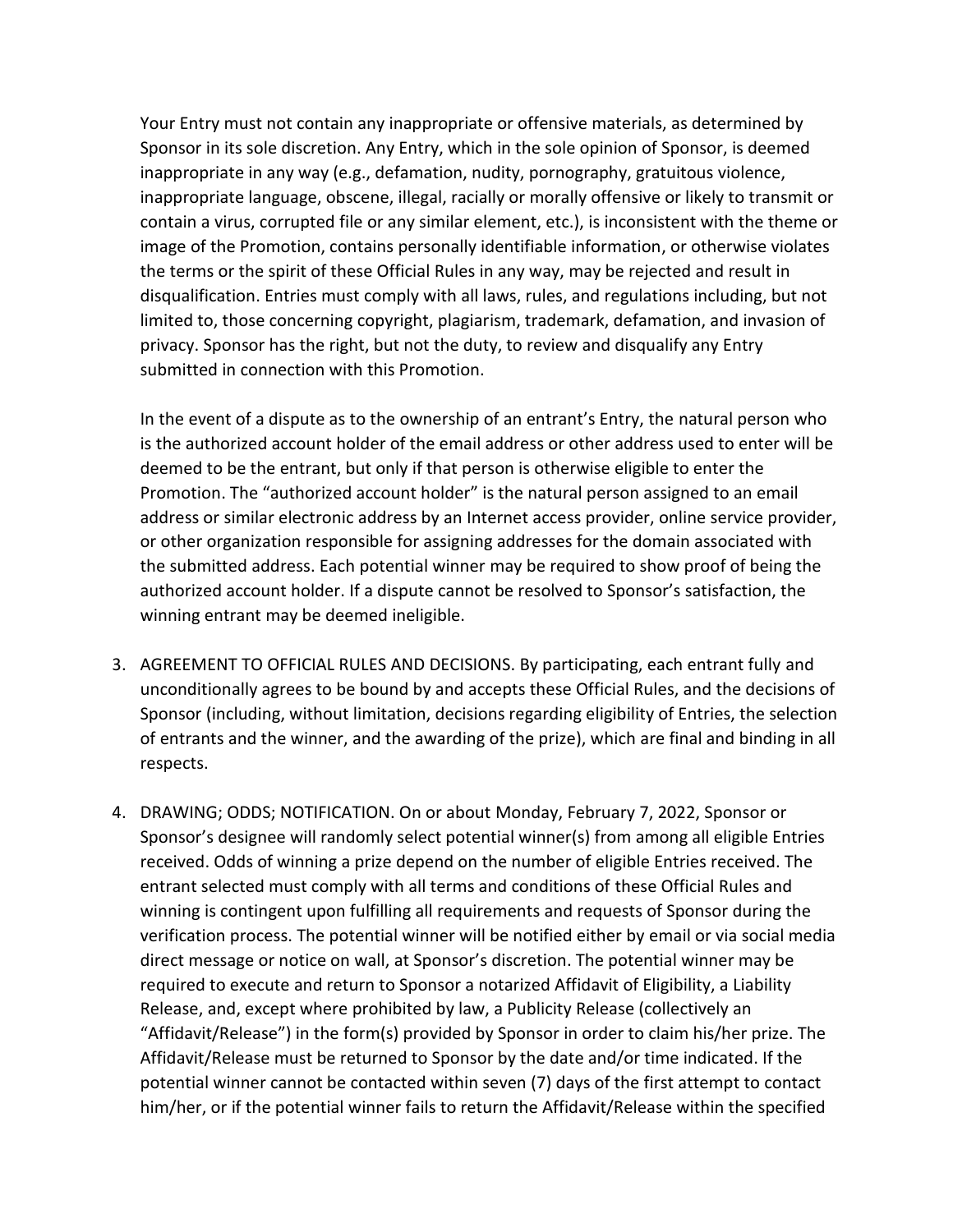Your Entry must not contain any inappropriate or offensive materials, as determined by Sponsor in its sole discretion. Any Entry, which in the sole opinion of Sponsor, is deemed inappropriate in any way (e.g., defamation, nudity, pornography, gratuitous violence, inappropriate language, obscene, illegal, racially or morally offensive or likely to transmit or contain a virus, corrupted file or any similar element, etc.), is inconsistent with the theme or image of the Promotion, contains personally identifiable information, or otherwise violates the terms or the spirit of these Official Rules in any way, may be rejected and result in disqualification. Entries must comply with all laws, rules, and regulations including, but not limited to, those concerning copyright, plagiarism, trademark, defamation, and invasion of privacy. Sponsor has the right, but not the duty, to review and disqualify any Entry submitted in connection with this Promotion.

In the event of a dispute as to the ownership of an entrant's Entry, the natural person who is the authorized account holder of the email address or other address used to enter will be deemed to be the entrant, but only if that person is otherwise eligible to enter the Promotion. The "authorized account holder" is the natural person assigned to an email address or similar electronic address by an Internet access provider, online service provider, or other organization responsible for assigning addresses for the domain associated with the submitted address. Each potential winner may be required to show proof of being the authorized account holder. If a dispute cannot be resolved to Sponsor's satisfaction, the winning entrant may be deemed ineligible.

3. AGREEMENT TO OFFICIAL RULES AND DECISIONS. By participating, each entrant fully and unconditionally agrees to be bound by and accepts these Official Rules, and the decisions of Sponsor (including, without limitation, decisions regarding eligibility of Entries, the selection of entrants and the winner, and the awarding of the prize), which are final and binding in all respects.

4. DRAWING; ODDS; NOTIFICATION. On or about Monday, February 7, 2022, Sponsor or Sponsor's designee will randomly select potential winner(s) from among all eligible Entries received. Odds of winning a prize depend on the number of eligible Entries received. The entrant selected must comply with all terms and conditions of these Official Rules and winning is contingent upon fulfilling all requirements and requests of Sponsor during the verification process. The potential winner will be notified either by email or via social media direct message or notice on wall, at Sponsor's discretion. The potential winner may be required to execute and return to Sponsor a notarized Affidavit of Eligibility, a Liability Release, and, except where prohibited by law, a Publicity Release (collectively an "Affidavit/Release") in the form(s) provided by Sponsor in order to claim his/her prize. The Affidavit/Release must be returned to Sponsor by the date and/or time indicated. If the potential winner cannot be contacted within seven (7) days of the first attempt to contact him/her, or if the potential winner fails to return the Affidavit/Release within the specified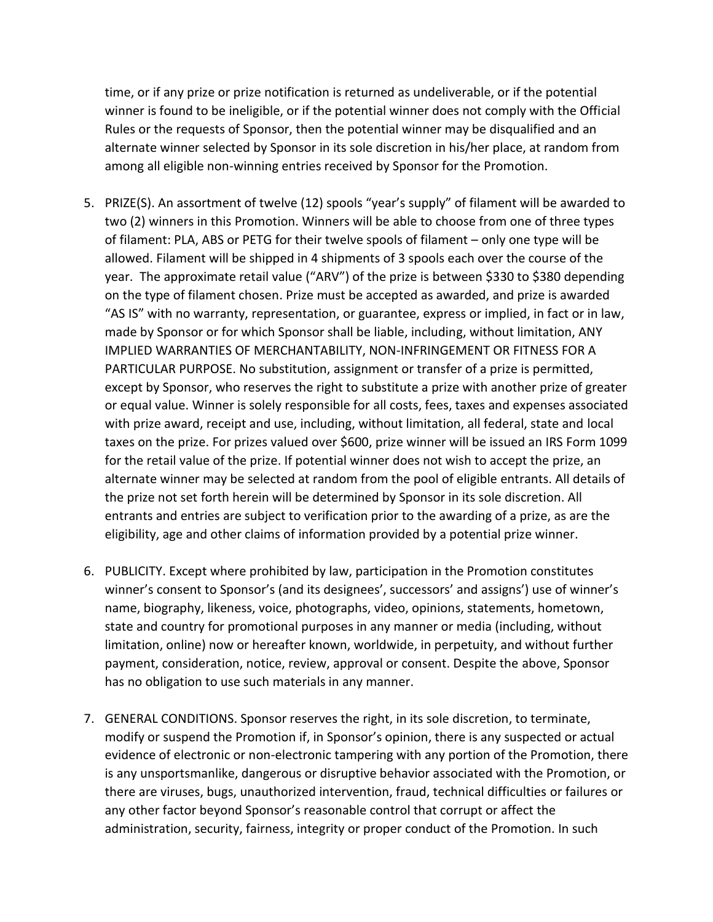time, or if any prize or prize notification is returned as undeliverable, or if the potential winner is found to be ineligible, or if the potential winner does not comply with the Official Rules or the requests of Sponsor, then the potential winner may be disqualified and an alternate winner selected by Sponsor in its sole discretion in his/her place, at random from among all eligible non-winning entries received by Sponsor for the Promotion.

5. PRIZE(S). An assortment of twelve (12) spools "year's supply" of filament will be awarded to two (2) winners in this Promotion. Winners will be able to choose from one of three types of filament: PLA, ABS or PETG for their twelve spools of filament – only one type will be allowed. Filament will be shipped in 4 shipments of 3 spools each over the course of the year. The approximate retail value ("ARV") of the prize is between $330 to $380 depending on the type of filament chosen. Prize must be accepted as awarded, and prize is awarded "AS IS" with no warranty, representation, or guarantee, express or implied, in fact or in law, made by Sponsor or for which Sponsor shall be liable, including, without limitation, ANY IMPLIED WARRANTIES OF MERCHANTABILITY, NON-INFRINGEMENT OR FITNESS FOR A PARTICULAR PURPOSE. No substitution, assignment or transfer of a prize is permitted, except by Sponsor, who reserves the right to substitute a prize with another prize of greater or equal value. Winner is solely responsible for all costs, fees, taxes and expenses associated with prize award, receipt and use, including, without limitation, all federal, state and local taxes on the prize. For prizes valued over $600, prize winner will be issued an IRS Form 1099 for the retail value of the prize. If potential winner does not wish to accept the prize, an alternate winner may be selected at random from the pool of eligible entrants. All details of the prize not set forth herein will be determined by Sponsor in its sole discretion. All entrants and entries are subject to verification prior to the awarding of a prize, as are the eligibility, age and other claims of information provided by a potential prize winner.

6. PUBLICITY. Except where prohibited by law, participation in the Promotion constitutes winner's consent to Sponsor's (and its designees', successors' and assigns') use of winner's name, biography, likeness, voice, photographs, video, opinions, statements, hometown, state and country for promotional purposes in any manner or media (including, without limitation, online) now or hereafter known, worldwide, in perpetuity, and without further payment, consideration, notice, review, approval or consent. Despite the above, Sponsor has no obligation to use such materials in any manner.

7. GENERAL CONDITIONS. Sponsor reserves the right, in its sole discretion, to terminate, modify or suspend the Promotion if, in Sponsor's opinion, there is any suspected or actual evidence of electronic or non-electronic tampering with any portion of the Promotion, there is any unsportsmanlike, dangerous or disruptive behavior associated with the Promotion, or there are viruses, bugs, unauthorized intervention, fraud, technical difficulties or failures or any other factor beyond Sponsor's reasonable control that corrupt or affect the administration, security, fairness, integrity or proper conduct of the Promotion. In such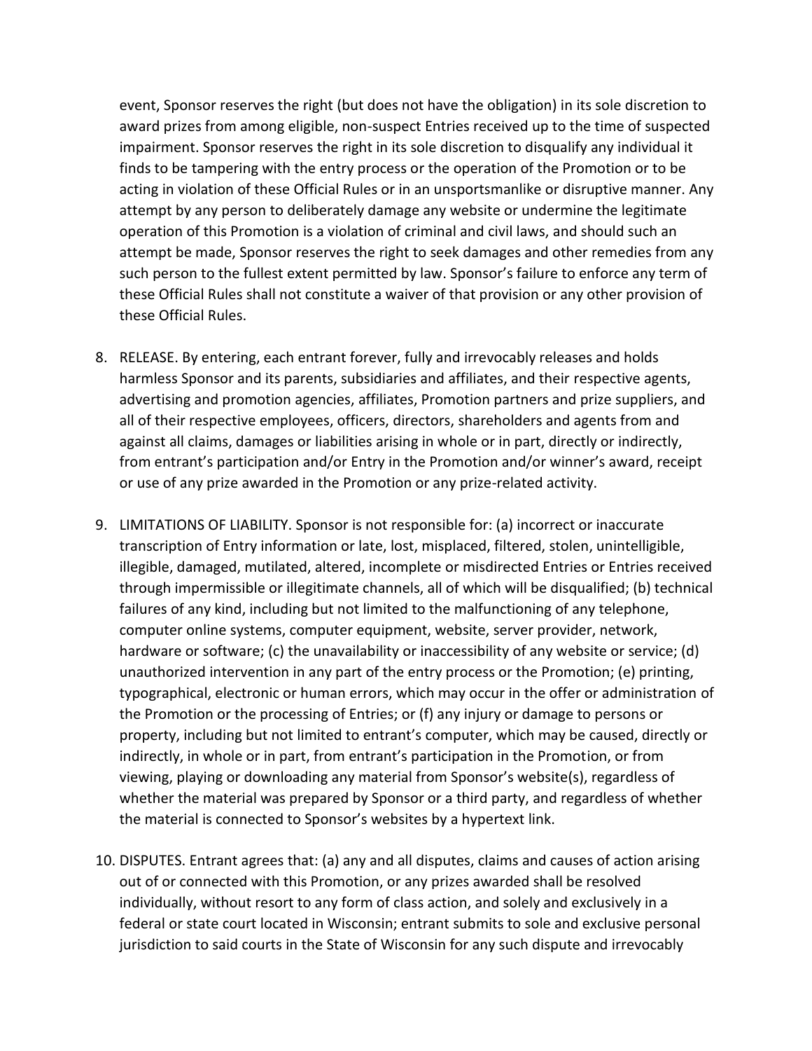event, Sponsor reserves the right (but does not have the obligation) in its sole discretion to award prizes from among eligible, non-suspect Entries received up to the time of suspected impairment. Sponsor reserves the right in its sole discretion to disqualify any individual it finds to be tampering with the entry process or the operation of the Promotion or to be acting in violation of these Official Rules or in an unsportsmanlike or disruptive manner. Any attempt by any person to deliberately damage any website or undermine the legitimate operation of this Promotion is a violation of criminal and civil laws, and should such an attempt be made, Sponsor reserves the right to seek damages and other remedies from any such person to the fullest extent permitted by law. Sponsor's failure to enforce any term of these Official Rules shall not constitute a waiver of that provision or any other provision of these Official Rules.

8. RELEASE. By entering, each entrant forever, fully and irrevocably releases and holds harmless Sponsor and its parents, subsidiaries and affiliates, and their respective agents, advertising and promotion agencies, affiliates, Promotion partners and prize suppliers, and all of their respective employees, officers, directors, shareholders and agents from and against all claims, damages or liabilities arising in whole or in part, directly or indirectly, from entrant's participation and/or Entry in the Promotion and/or winner's award, receipt or use of any prize awarded in the Promotion or any prize-related activity.

9. LIMITATIONS OF LIABILITY. Sponsor is not responsible for: (a) incorrect or inaccurate transcription of Entry information or late, lost, misplaced, filtered, stolen, unintelligible, illegible, damaged, mutilated, altered, incomplete or misdirected Entries or Entries received through impermissible or illegitimate channels, all of which will be disqualified; (b) technical failures of any kind, including but not limited to the malfunctioning of any telephone, computer online systems, computer equipment, website, server provider, network, hardware or software; (c) the unavailability or inaccessibility of any website or service; (d) unauthorized intervention in any part of the entry process or the Promotion; (e) printing, typographical, electronic or human errors, which may occur in the offer or administration of the Promotion or the processing of Entries; or (f) any injury or damage to persons or property, including but not limited to entrant's computer, which may be caused, directly or indirectly, in whole or in part, from entrant's participation in the Promotion, or from viewing, playing or downloading any material from Sponsor's website(s), regardless of whether the material was prepared by Sponsor or a third party, and regardless of whether the material is connected to Sponsor's websites by a hypertext link.

10. DISPUTES. Entrant agrees that: (a) any and all disputes, claims and causes of action arising out of or connected with this Promotion, or any prizes awarded shall be resolved individually, without resort to any form of class action, and solely and exclusively in a federal or state court located in Wisconsin; entrant submits to sole and exclusive personal jurisdiction to said courts in the State of Wisconsin for any such dispute and irrevocably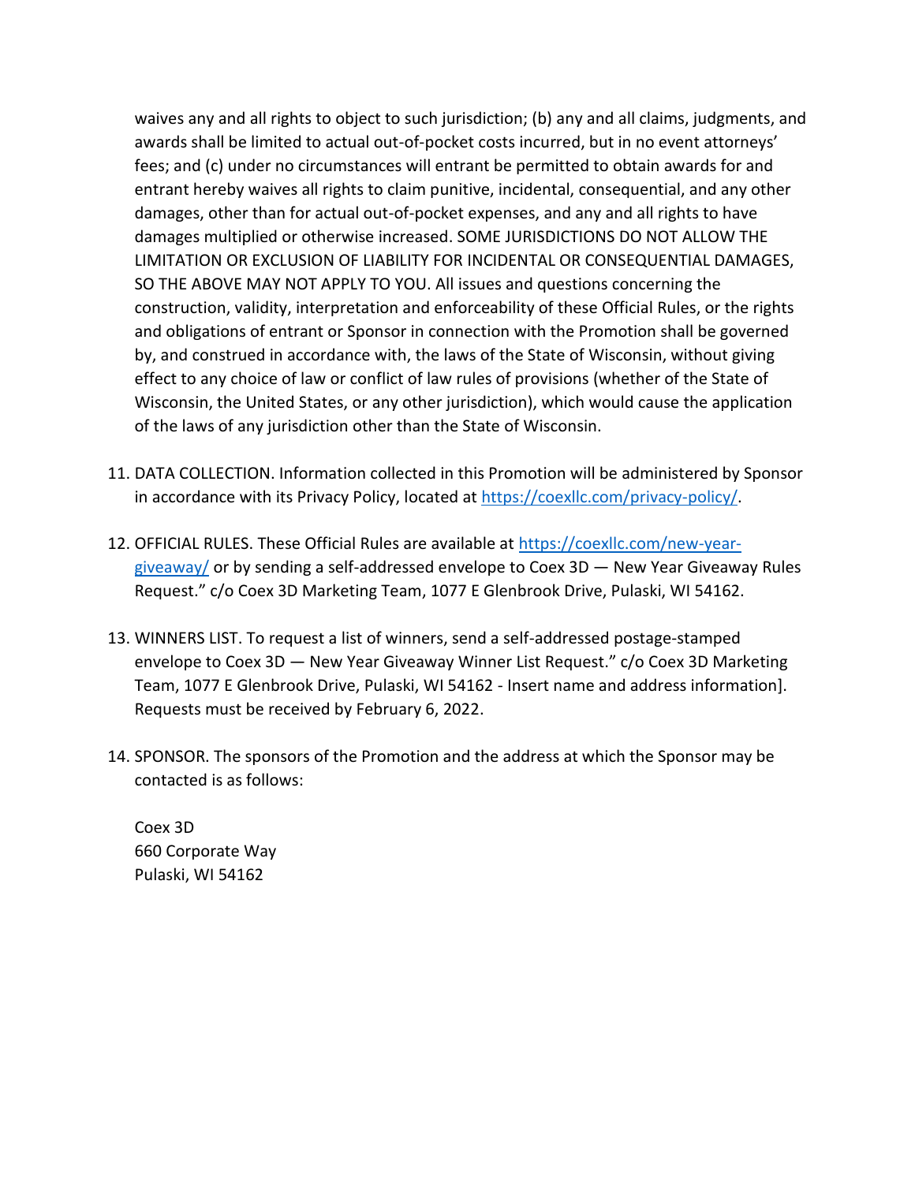waives any and all rights to object to such jurisdiction; (b) any and all claims, judgments, and awards shall be limited to actual out-of-pocket costs incurred, but in no event attorneys' fees; and (c) under no circumstances will entrant be permitted to obtain awards for and entrant hereby waives all rights to claim punitive, incidental, consequential, and any other damages, other than for actual out-of-pocket expenses, and any and all rights to have damages multiplied or otherwise increased. SOME JURISDICTIONS DO NOT ALLOW THE LIMITATION OR EXCLUSION OF LIABILITY FOR INCIDENTAL OR CONSEQUENTIAL DAMAGES, SO THE ABOVE MAY NOT APPLY TO YOU. All issues and questions concerning the construction, validity, interpretation and enforceability of these Official Rules, or the rights and obligations of entrant or Sponsor in connection with the Promotion shall be governed by, and construed in accordance with, the laws of the State of Wisconsin, without giving effect to any choice of law or conflict of law rules of provisions (whether of the State of Wisconsin, the United States, or any other jurisdiction), which would cause the application of the laws of any jurisdiction other than the State of Wisconsin.

11. DATA COLLECTION. Information collected in this Promotion will be administered by Sponsor in accordance with its Privacy Policy, located at https://coexllc.com/privacy-policy/.

12. OFFICIAL RULES. These Official Rules are available at https://coexllc.com/new-year-giveaway/ or by sending a self-addressed envelope to Coex 3D — New Year Giveaway Rules Request." c/o Coex 3D Marketing Team, 1077 E Glenbrook Drive, Pulaski, WI 54162.

13. WINNERS LIST. To request a list of winners, send a self-addressed postage-stamped envelope to Coex 3D — New Year Giveaway Winner List Request." c/o Coex 3D Marketing Team, 1077 E Glenbrook Drive, Pulaski, WI 54162 - Insert name and address information]. Requests must be received by February 6, 2022.

14. SPONSOR. The sponsors of the Promotion and the address at which the Sponsor may be contacted is as follows:

    Coex 3D
    660 Corporate Way
    Pulaski, WI 54162